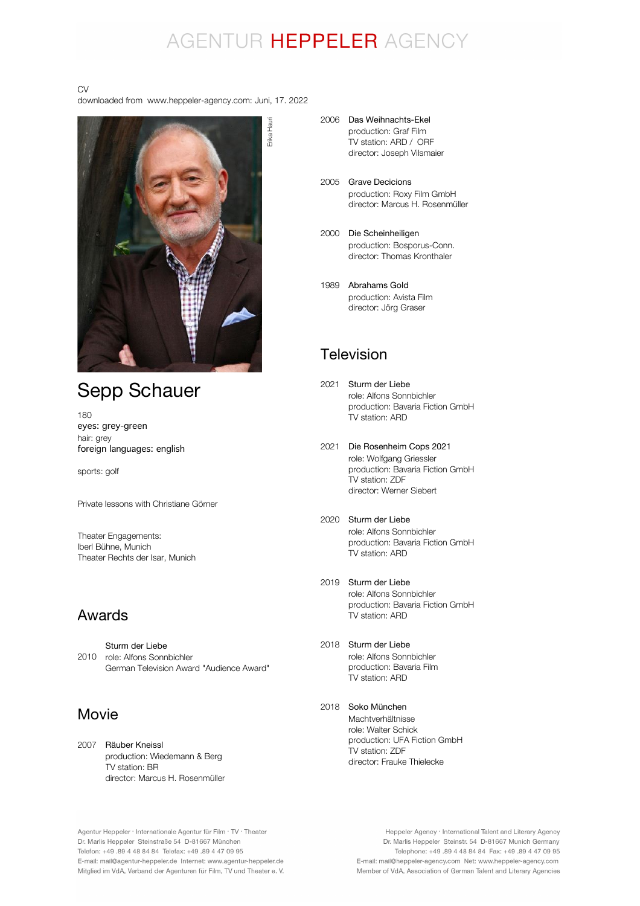# AGENTUR HEPPELER AGENCY

CV
downloaded from www.heppeler-agency.com: Juni, 17. 2022

Erika Hauri

# Sepp Schauer

180
eyes: grey-green
hair: grey
foreign languages: english

sports: golf

Private lessons with Christiane Görner

Theater Engagements:
Iberl Bühne, Munich
Theater Rechts der Isar, Munich

## Awards

2010 Sturm der Liebe
role: Alfons Sonnbichler
German Television Award "Audience Award"

## Movie

2007 Räuber Kneissl
production: Wiedemann & Berg
TV station: BR
director: Marcus H. Rosenmüller

2006 Das Weihnachts-Ekel
production: Graf Film
TV station: ARD / ORF
director: Joseph Vilsmaier

2005 Grave Decicions
production: Roxy Film GmbH
director: Marcus H. Rosenmüller

2000 Die Scheinheiligen
production: Bosporus-Conn.
director: Thomas Kronthaler

1989 Abrahams Gold
production: Avista Film
director: Jörg Graser

## Television

2021 Sturm der Liebe
role: Alfons Sonnbichler
production: Bavaria Fiction GmbH
TV station: ARD

2021 Die Rosenheim Cops 2021
role: Wolfgang Griessler
production: Bavaria Fiction GmbH
TV station: ZDF
director: Werner Siebert

2020 Sturm der Liebe
role: Alfons Sonnbichler
production: Bavaria Fiction GmbH
TV station: ARD

2019 Sturm der Liebe
role: Alfons Sonnbichler
production: Bavaria Fiction GmbH
TV station: ARD

2018 Sturm der Liebe
role: Alfons Sonnbichler
production: Bavaria Film
TV station: ARD

2018 Soko München
Machtverhältnisse
role: Walter Schick
production: UFA Fiction GmbH
TV station: ZDF
director: Frauke Thielecke

Agentur Heppeler · Internationale Agentur für Film · TV · Theater
Dr. Marlis Heppeler Steinstraße 54 D-81667 München
Telefon: +49 .89 4 48 84 84 Telefax: +49 .89 4 47 09 95
E-mail: mail@agentur-heppeler.de Internet: www.agentur-heppeler.de
Mitglied im VdA, Verband der Agenturen für Film, TV und Theater e. V.

Heppeler Agency · International Talent and Literary Agency
Dr. Marlis Heppeler Steinstr. 54 D-81667 Munich Germany
Telephone: +49 .89 4 48 84 84 Fax: +49 .89 4 47 09 95
E-mail: mail@heppeler-agency.com Net: www.heppeler-agency.com
Member of VdA, Association of German Talent and Literary Agencies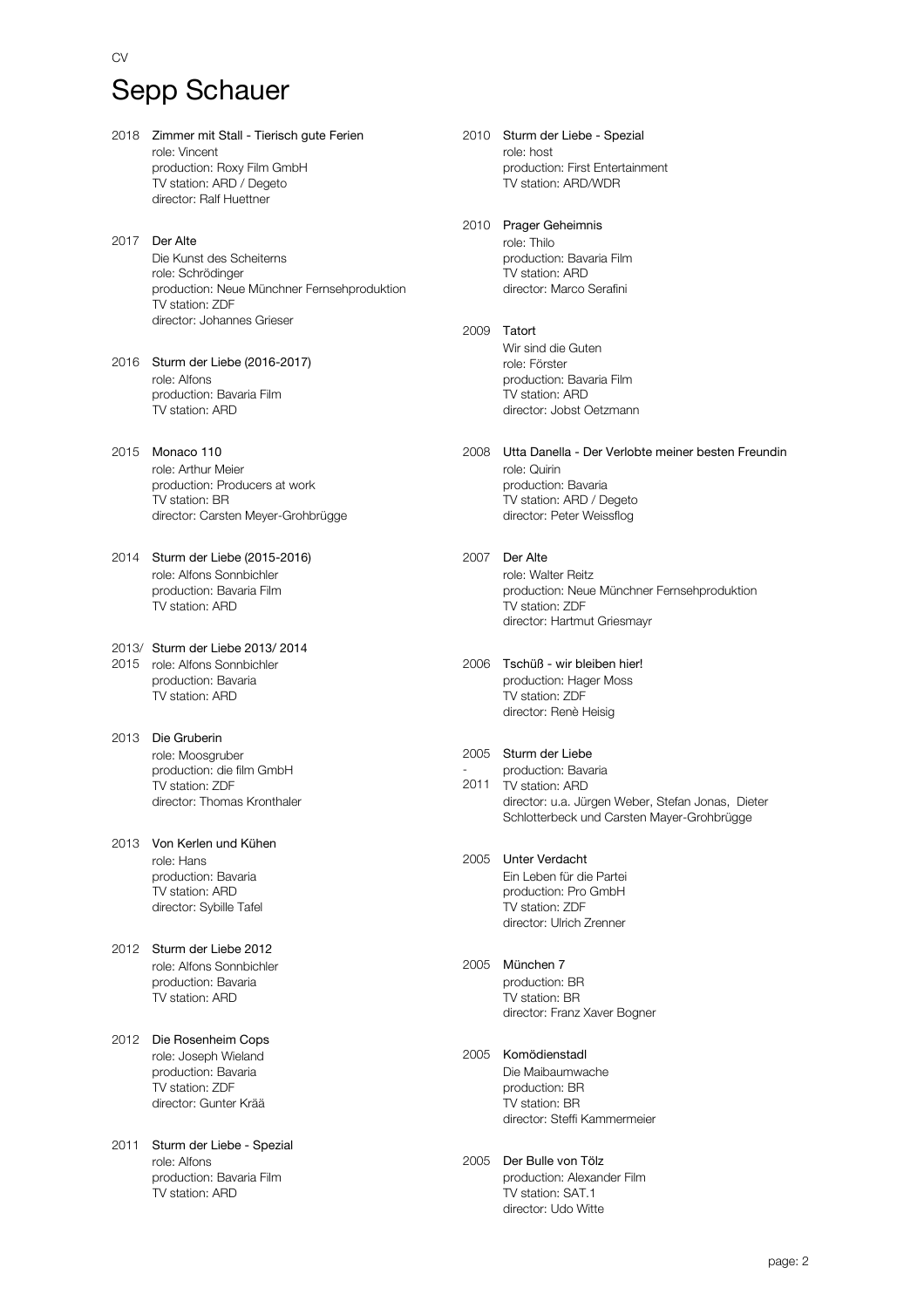CV

# Sepp Schauer

2018 **Zimmer mit Stall - Tierisch gute Ferien**
role: Vincent
production: Roxy Film GmbH
TV station: ARD / Degeto
director: Ralf Huettner

2017 **Der Alte**
Die Kunst des Scheiterns
role: Schrödinger
production: Neue Münchner Fernsehproduktion
TV station: ZDF
director: Johannes Grieser

2016 **Sturm der Liebe (2016-2017)**
role: Alfons
production: Bavaria Film
TV station: ARD

2015 **Monaco 110**
role: Arthur Meier
production: Producers at work
TV station: BR
director: Carsten Meyer-Grohbrügge

2014 **Sturm der Liebe (2015-2016)**
role: Alfons Sonnbichler
production: Bavaria Film
TV station: ARD

2013/ 2015 **Sturm der Liebe 2013/ 2014**
role: Alfons Sonnbichler
production: Bavaria
TV station: ARD

2013 **Die Gruberin**
role: Moosgruber
production: die film GmbH
TV station: ZDF
director: Thomas Kronthaler

2013 **Von Kerlen und Kühen**
role: Hans
production: Bavaria
TV station: ARD
director: Sybille Tafel

2012 **Sturm der Liebe 2012**
role: Alfons Sonnbichler
production: Bavaria
TV station: ARD

2012 **Die Rosenheim Cops**
role: Joseph Wieland
production: Bavaria
TV station: ZDF
director: Gunter Krää

2011 **Sturm der Liebe - Spezial**
role: Alfons
production: Bavaria Film
TV station: ARD

2010 **Sturm der Liebe - Spezial**
role: host
production: First Entertainment
TV station: ARD/WDR

2010 **Prager Geheimnis**
role: Thilo
production: Bavaria Film
TV station: ARD
director: Marco Serafini

2009 **Tatort**
Wir sind die Guten
role: Förster
production: Bavaria Film
TV station: ARD
director: Jobst Oetzmann

2008 **Utta Danella - Der Verlobte meiner besten Freundin**
role: Quirin
production: Bavaria
TV station: ARD / Degeto
director: Peter Weissflog

2007 **Der Alte**
role: Walter Reitz
production: Neue Münchner Fernsehproduktion
TV station: ZDF
director: Hartmut Griesmayr

2006 **Tschüß - wir bleiben hier!**
production: Hager Moss
TV station: ZDF
director: Renè Heisig

2005 - 2011 **Sturm der Liebe**
production: Bavaria
TV station: ARD
director: u.a. Jürgen Weber, Stefan Jonas, Dieter Schlotterbeck und Carsten Mayer-Grohbrügge

2005 **Unter Verdacht**
Ein Leben für die Partei
production: Pro GmbH
TV station: ZDF
director: Ulrich Zrenner

2005 **München 7**
production: BR
TV station: BR
director: Franz Xaver Bogner

2005 **Komödienstadl**
Die Maibaumwache
production: BR
TV station: BR
director: Steffi Kammermeier

2005 **Der Bulle von Tölz**
production: Alexander Film
TV station: SAT.1
director: Udo Witte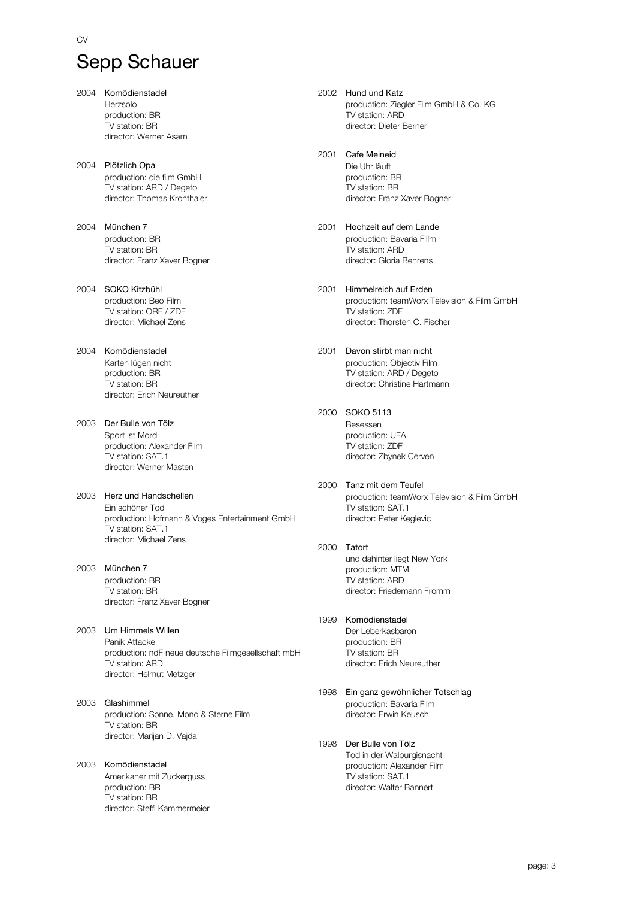CV

# Sepp Schauer

2004 **Komödienstadel**
Herzsolo
production: BR
TV station: BR
director: Werner Asam

2004 **Plötzlich Opa**
production: die film GmbH
TV station: ARD / Degeto
director: Thomas Kronthaler

2004 **München 7**
production: BR
TV station: BR
director: Franz Xaver Bogner

2004 **SOKO Kitzbühl**
production: Beo Film
TV station: ORF / ZDF
director: Michael Zens

2004 **Komödienstadel**
Karten lügen nicht
production: BR
TV station: BR
director: Erich Neureuther

2003 **Der Bulle von Tölz**
Sport ist Mord
production: Alexander Film
TV station: SAT.1
director: Werner Masten

2003 **Herz und Handschellen**
Ein schöner Tod
production: Hofmann & Voges Entertainment GmbH
TV station: SAT.1
director: Michael Zens

2003 **München 7**
production: BR
TV station: BR
director: Franz Xaver Bogner

2003 **Um Himmels Willen**
Panik Attacke
production: ndF neue deutsche Filmgesellschaft mbH
TV station: ARD
director: Helmut Metzger

2003 **Glashimmel**
production: Sonne, Mond & Sterne Film
TV station: BR
director: Marijan D. Vajda

2003 **Komödienstadel**
Amerikaner mit Zuckerguss
production: BR
TV station: BR
director: Steffi Kammermeier

2002 **Hund und Katz**
production: Ziegler Film GmbH & Co. KG
TV station: ARD
director: Dieter Berner

2001 **Cafe Meineid**
Die Uhr läuft
production: BR
TV station: BR
director: Franz Xaver Bogner

2001 **Hochzeit auf dem Lande**
production: Bavaria Fillm
TV station: ARD
director: Gloria Behrens

2001 **Himmelreich auf Erden**
production: teamWorx Television & Film GmbH
TV station: ZDF
director: Thorsten C. Fischer

2001 **Davon stirbt man nicht**
production: Objectiv Film
TV station: ARD / Degeto
director: Christine Hartmann

2000 **SOKO 5113**
Besessen
production: UFA
TV station: ZDF
director: Zbynek Cerven

2000 **Tanz mit dem Teufel**
production: teamWorx Television & Film GmbH
TV station: SAT.1
director: Peter Keglevic

2000 **Tatort**
und dahinter liegt New York
production: MTM
TV station: ARD
director: Friedemann Fromm

1999 **Komödienstadel**
Der Leberkasbaron
production: BR
TV station: BR
director: Erich Neureuther

1998 **Ein ganz gewöhnlicher Totschlag**
production: Bavaria Film
director: Erwin Keusch

1998 **Der Bulle von Tölz**
Tod in der Walpurgisnacht
production: Alexander Film
TV station: SAT.1
director: Walter Bannert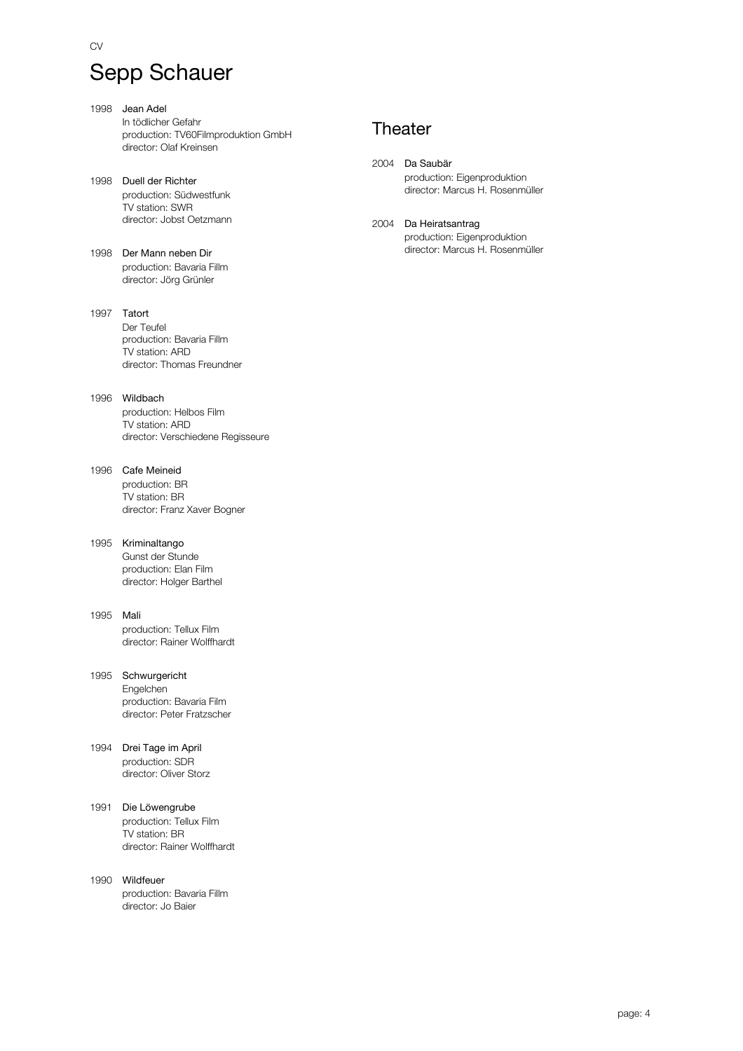CV

# Sepp Schauer

1998 **Jean Adel**
In tödlicher Gefahr
production: TV60Filmproduktion GmbH
director: Olaf Kreinsen

1998 **Duell der Richter**
production: Südwestfunk
TV station: SWR
director: Jobst Oetzmann

1998 **Der Mann neben Dir**
production: Bavaria Fillm
director: Jörg Grünler

1997 **Tatort**
Der Teufel
production: Bavaria Fillm
TV station: ARD
director: Thomas Freundner

1996 **Wildbach**
production: Helbos Film
TV station: ARD
director: Verschiedene Regisseure

1996 **Cafe Meineid**
production: BR
TV station: BR
director: Franz Xaver Bogner

1995 **Kriminaltango**
Gunst der Stunde
production: Elan Film
director: Holger Barthel

1995 **Mali**
production: Tellux Film
director: Rainer Wolffhardt

1995 **Schwurgericht**
Engelchen
production: Bavaria Film
director: Peter Fratzscher

1994 **Drei Tage im April**
production: SDR
director: Oliver Storz

1991 **Die Löwengrube**
production: Tellux Film
TV station: BR
director: Rainer Wolffhardt

1990 **Wildfeuer**
production: Bavaria Fillm
director: Jo Baier

## Theater

2004 **Da Saubär**
production: Eigenproduktion
director: Marcus H. Rosenmüller

2004 **Da Heiratsantrag**
production: Eigenproduktion
director: Marcus H. Rosenmüller